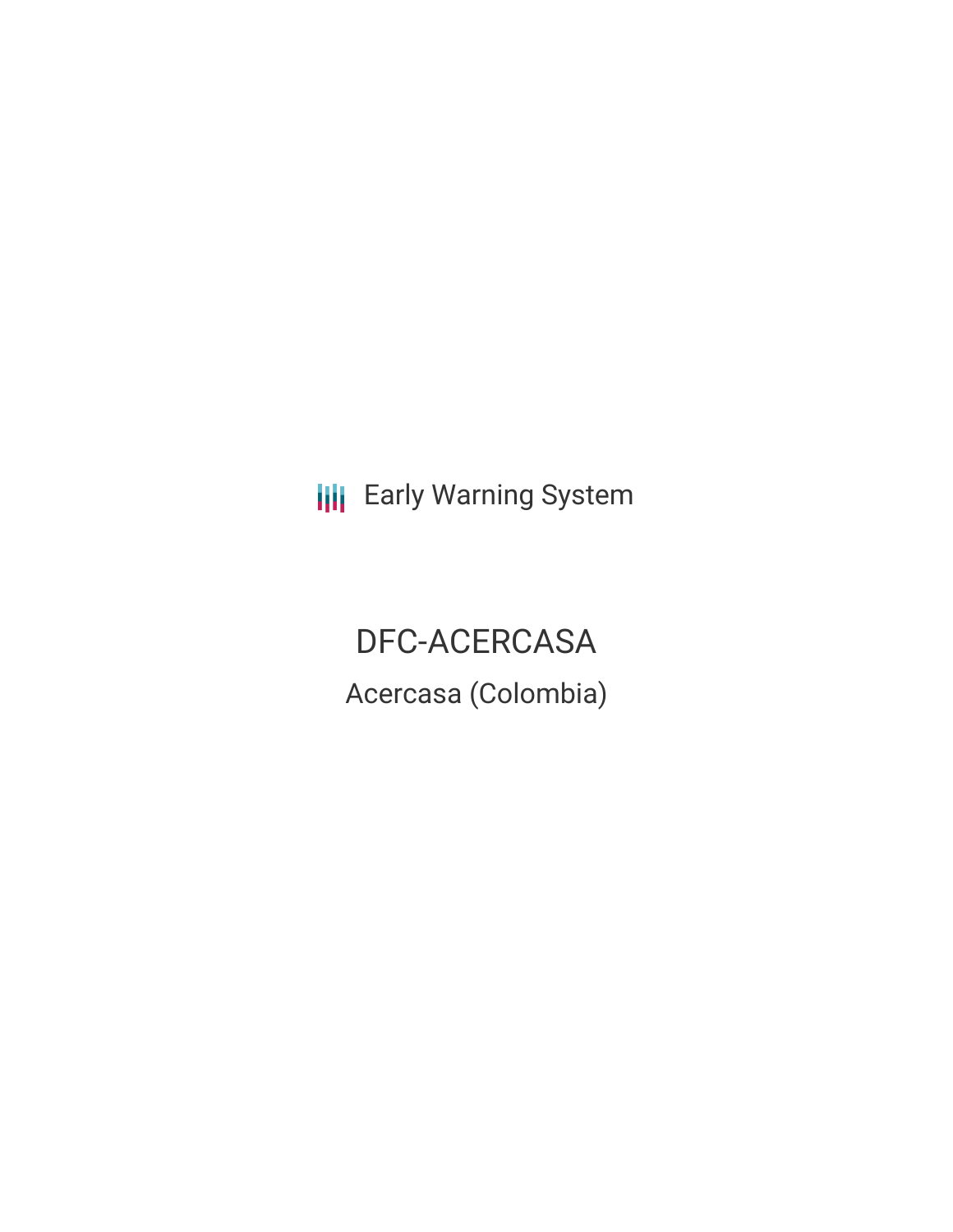Early Warning System

# DFC-ACERCASA

## Acercasa (Colombia)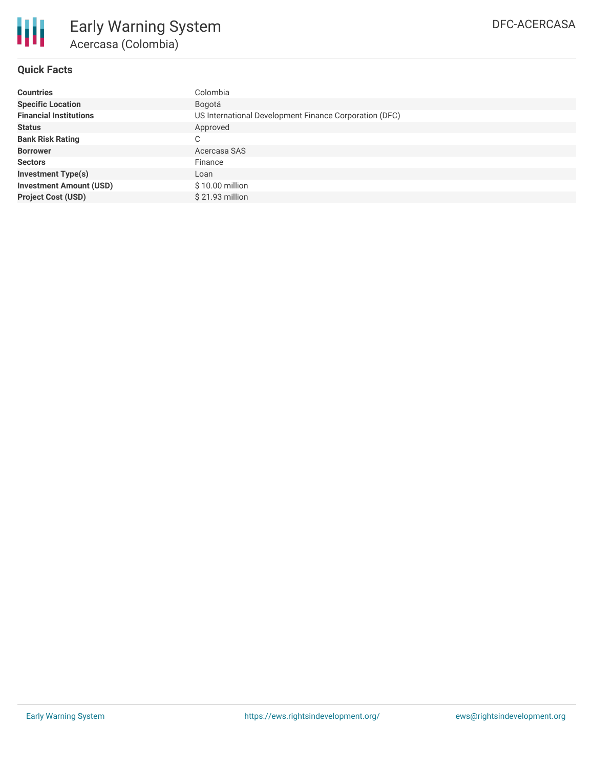# Early Warning System

## Acercasa (Colombia)

DFC-ACERCASA

### Quick Facts

| | |
|---|---|
| **Countries** | Colombia |
| **Specific Location** | Bogotá |
| **Financial Institutions** | US International Development Finance Corporation (DFC) |
| **Status** | Approved |
| **Bank Risk Rating** | C |
| **Borrower** | Acercasa SAS |
| **Sectors** | Finance |
| **Investment Type(s)** | Loan |
| **Investment Amount (USD)** | $ 10.00 million |
| **Project Cost (USD)** | $ 21.93 million |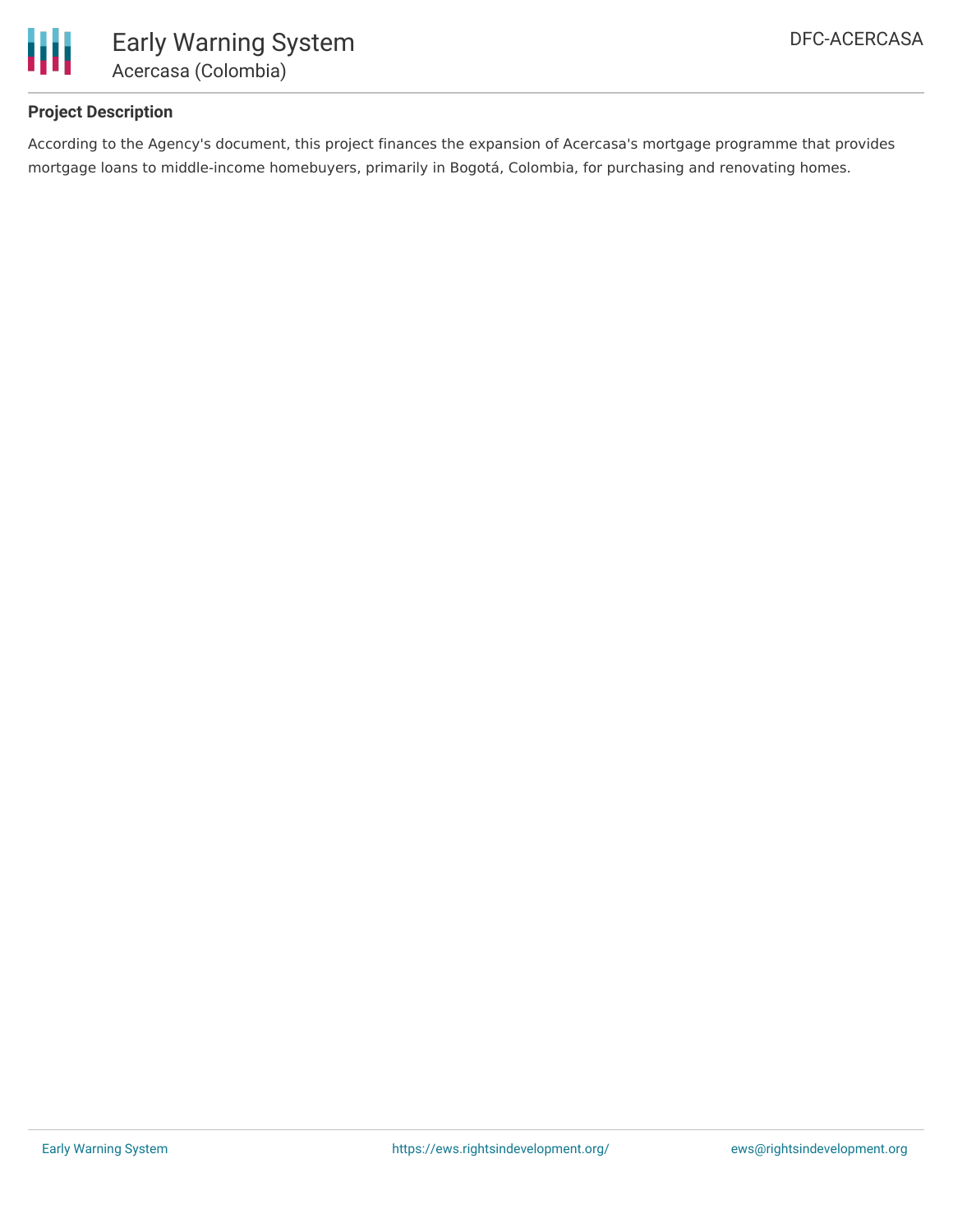## Project Description

According to the Agency's document, this project finances the expansion of Acercasa's mortgage programme that provides mortgage loans to middle-income homebuyers, primarily in Bogotá, Colombia, for purchasing and renovating homes.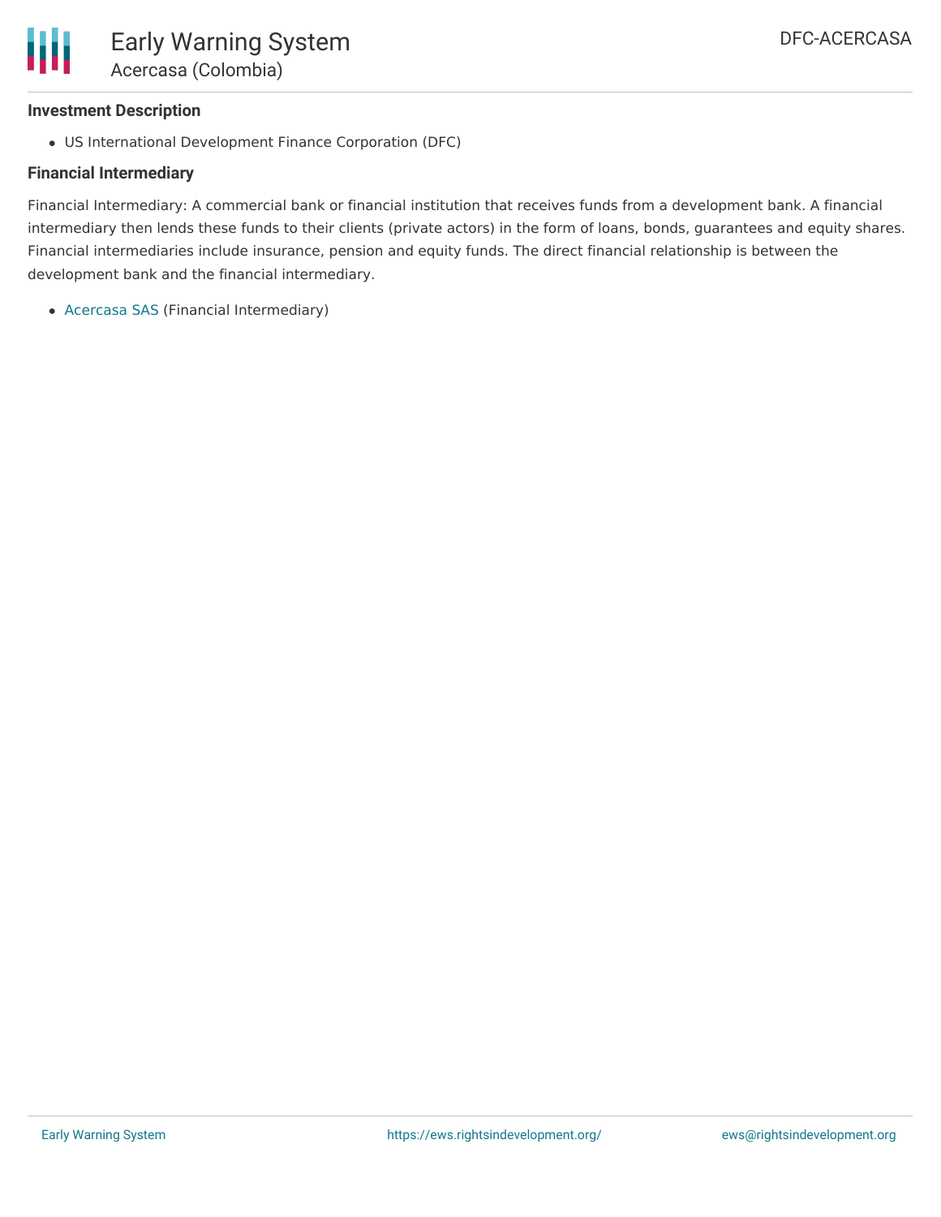### Investment Description

- US International Development Finance Corporation (DFC)

### Financial Intermediary

Financial Intermediary: A commercial bank or financial institution that receives funds from a development bank. A financial intermediary then lends these funds to their clients (private actors) in the form of loans, bonds, guarantees and equity shares. Financial intermediaries include insurance, pension and equity funds. The direct financial relationship is between the development bank and the financial intermediary.

- Acercasa SAS (Financial Intermediary)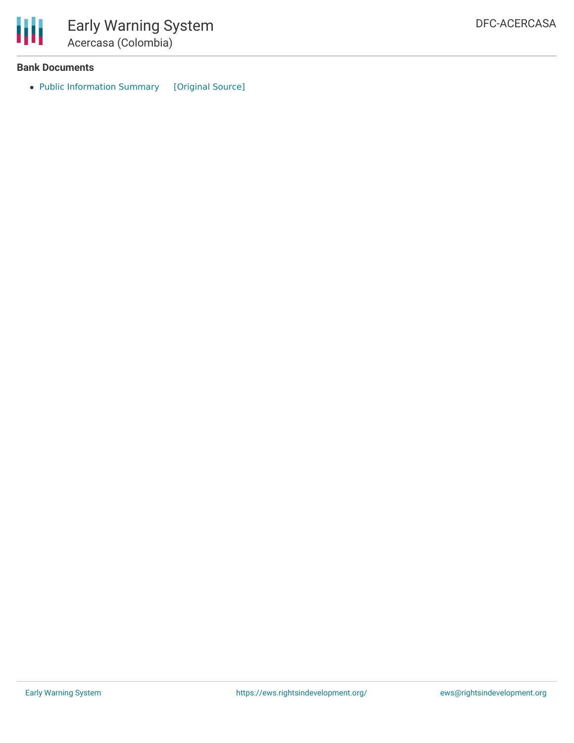#### Bank Documents

- Public Information Summary [Original Source]